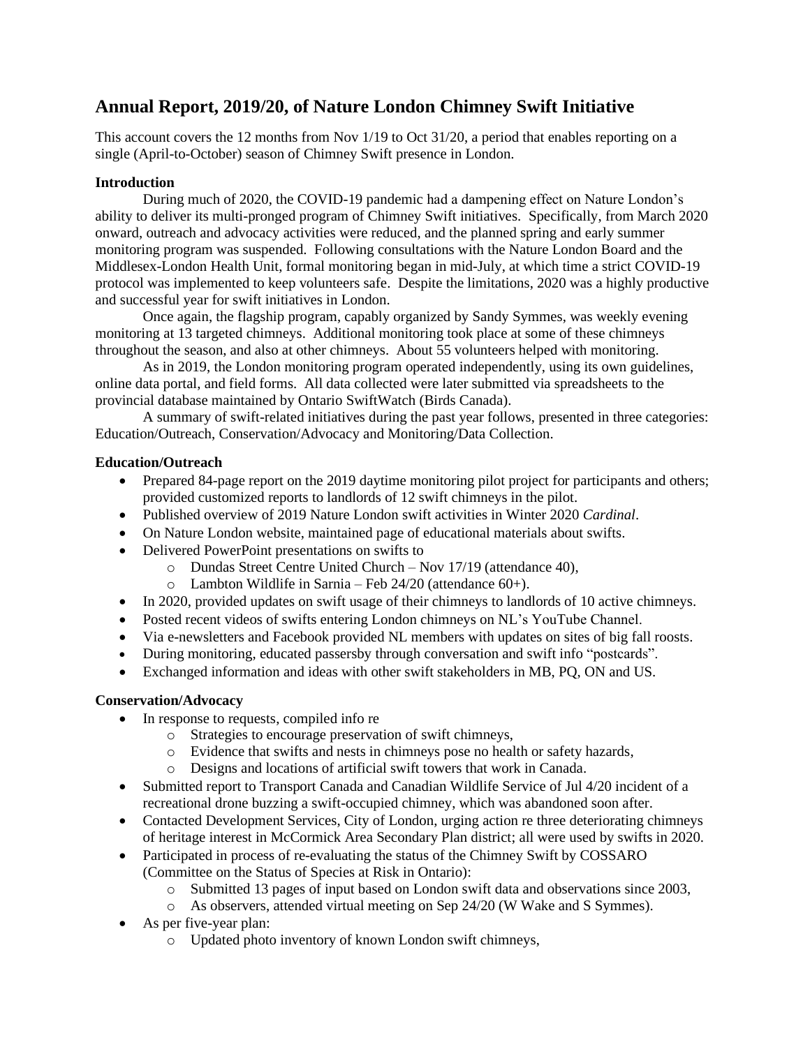# Annual Report, 2019/20, of Nature London Chimney Swift Initiative

This account covers the 12 months from Nov 1/19 to Oct 31/20, a period that enables reporting on a single (April-to-October) season of Chimney Swift presence in London.

### Introduction

During much of 2020, the COVID-19 pandemic had a dampening effect on Nature London's ability to deliver its multi-pronged program of Chimney Swift initiatives. Specifically, from March 2020 onward, outreach and advocacy activities were reduced, and the planned spring and early summer monitoring program was suspended. Following consultations with the Nature London Board and the Middlesex-London Health Unit, formal monitoring began in mid-July, at which time a strict COVID-19 protocol was implemented to keep volunteers safe. Despite the limitations, 2020 was a highly productive and successful year for swift initiatives in London.

Once again, the flagship program, capably organized by Sandy Symmes, was weekly evening monitoring at 13 targeted chimneys. Additional monitoring took place at some of these chimneys throughout the season, and also at other chimneys. About 55 volunteers helped with monitoring.

As in 2019, the London monitoring program operated independently, using its own guidelines, online data portal, and field forms. All data collected were later submitted via spreadsheets to the provincial database maintained by Ontario SwiftWatch (Birds Canada).

A summary of swift-related initiatives during the past year follows, presented in three categories: Education/Outreach, Conservation/Advocacy and Monitoring/Data Collection.

### Education/Outreach

- Prepared 84-page report on the 2019 daytime monitoring pilot project for participants and others; provided customized reports to landlords of 12 swift chimneys in the pilot.
- Published overview of 2019 Nature London swift activities in Winter 2020 *Cardinal*.
- On Nature London website, maintained page of educational materials about swifts.
- Delivered PowerPoint presentations on swifts to
  - Dundas Street Centre United Church – Nov 17/19 (attendance 40),
  - Lambton Wildlife in Sarnia – Feb 24/20 (attendance 60+).
- In 2020, provided updates on swift usage of their chimneys to landlords of 10 active chimneys.
- Posted recent videos of swifts entering London chimneys on NL's YouTube Channel.
- Via e-newsletters and Facebook provided NL members with updates on sites of big fall roosts.
- During monitoring, educated passersby through conversation and swift info "postcards".
- Exchanged information and ideas with other swift stakeholders in MB, PQ, ON and US.

### Conservation/Advocacy

- In response to requests, compiled info re
  - Strategies to encourage preservation of swift chimneys,
  - Evidence that swifts and nests in chimneys pose no health or safety hazards,
  - Designs and locations of artificial swift towers that work in Canada.
- Submitted report to Transport Canada and Canadian Wildlife Service of Jul 4/20 incident of a recreational drone buzzing a swift-occupied chimney, which was abandoned soon after.
- Contacted Development Services, City of London, urging action re three deteriorating chimneys of heritage interest in McCormick Area Secondary Plan district; all were used by swifts in 2020.
- Participated in process of re-evaluating the status of the Chimney Swift by COSSARO (Committee on the Status of Species at Risk in Ontario):
  - Submitted 13 pages of input based on London swift data and observations since 2003,
  - As observers, attended virtual meeting on Sep 24/20 (W Wake and S Symmes).
- As per five-year plan:
  - Updated photo inventory of known London swift chimneys,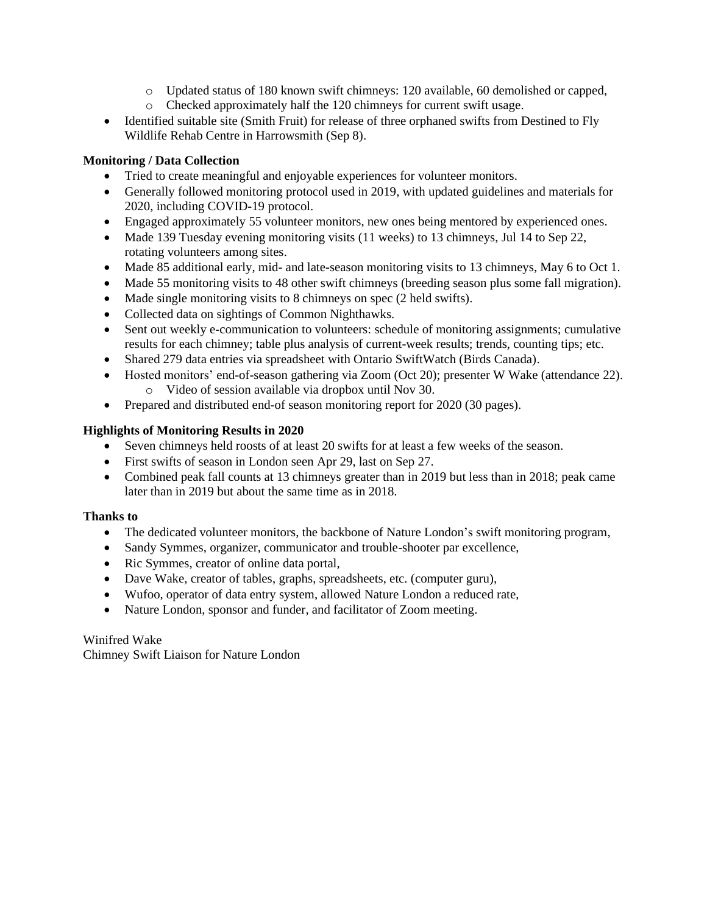- Updated status of 180 known swift chimneys: 120 available, 60 demolished or capped,
  - Checked approximately half the 120 chimneys for current swift usage.
- Identified suitable site (Smith Fruit) for release of three orphaned swifts from Destined to Fly Wildlife Rehab Centre in Harrowsmith (Sep 8).

**Monitoring / Data Collection**

- Tried to create meaningful and enjoyable experiences for volunteer monitors.
- Generally followed monitoring protocol used in 2019, with updated guidelines and materials for 2020, including COVID-19 protocol.
- Engaged approximately 55 volunteer monitors, new ones being mentored by experienced ones.
- Made 139 Tuesday evening monitoring visits (11 weeks) to 13 chimneys, Jul 14 to Sep 22, rotating volunteers among sites.
- Made 85 additional early, mid- and late-season monitoring visits to 13 chimneys, May 6 to Oct 1.
- Made 55 monitoring visits to 48 other swift chimneys (breeding season plus some fall migration).
- Made single monitoring visits to 8 chimneys on spec (2 held swifts).
- Collected data on sightings of Common Nighthawks.
- Sent out weekly e-communication to volunteers: schedule of monitoring assignments; cumulative results for each chimney; table plus analysis of current-week results; trends, counting tips; etc.
- Shared 279 data entries via spreadsheet with Ontario SwiftWatch (Birds Canada).
- Hosted monitors' end-of-season gathering via Zoom (Oct 20); presenter W Wake (attendance 22).
  - Video of session available via dropbox until Nov 30.
- Prepared and distributed end-of season monitoring report for 2020 (30 pages).

**Highlights of Monitoring Results in 2020**

- Seven chimneys held roosts of at least 20 swifts for at least a few weeks of the season.
- First swifts of season in London seen Apr 29, last on Sep 27.
- Combined peak fall counts at 13 chimneys greater than in 2019 but less than in 2018; peak came later than in 2019 but about the same time as in 2018.

**Thanks to**

- The dedicated volunteer monitors, the backbone of Nature London's swift monitoring program,
- Sandy Symmes, organizer, communicator and trouble-shooter par excellence,
- Ric Symmes, creator of online data portal,
- Dave Wake, creator of tables, graphs, spreadsheets, etc. (computer guru),
- Wufoo, operator of data entry system, allowed Nature London a reduced rate,
- Nature London, sponsor and funder, and facilitator of Zoom meeting.

Winifred Wake
Chimney Swift Liaison for Nature London